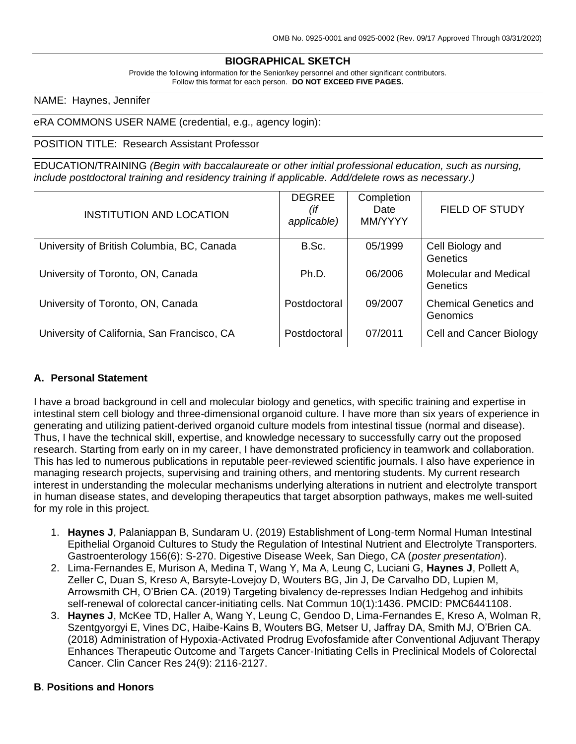OMB No. 0925-0001 and 0925-0002 (Rev. 09/17 Approved Through 03/31/2020)

# BIOGRAPHICAL SKETCH

Provide the following information for the Senior/key personnel and other significant contributors.
Follow this format for each person. **DO NOT EXCEED FIVE PAGES.**

NAME: Haynes, Jennifer

eRA COMMONS USER NAME (credential, e.g., agency login):

POSITION TITLE: Research Assistant Professor

EDUCATION/TRAINING *(Begin with baccalaureate or other initial professional education, such as nursing, include postdoctoral training and residency training if applicable. Add/delete rows as necessary.)*

| INSTITUTION AND LOCATION | DEGREE *(if applicable)* | Completion Date MM/YYYY | FIELD OF STUDY |
|---|---|---|---|
| University of British Columbia, BC, Canada | B.Sc. | 05/1999 | Cell Biology and Genetics |
| University of Toronto, ON, Canada | Ph.D. | 06/2006 | Molecular and Medical Genetics |
| University of Toronto, ON, Canada | Postdoctoral | 09/2007 | Chemical Genetics and Genomics |
| University of California, San Francisco, CA | Postdoctoral | 07/2011 | Cell and Cancer Biology |

## A. Personal Statement

I have a broad background in cell and molecular biology and genetics, with specific training and expertise in intestinal stem cell biology and three-dimensional organoid culture. I have more than six years of experience in generating and utilizing patient-derived organoid culture models from intestinal tissue (normal and disease). Thus, I have the technical skill, expertise, and knowledge necessary to successfully carry out the proposed research. Starting from early on in my career, I have demonstrated proficiency in teamwork and collaboration. This has led to numerous publications in reputable peer-reviewed scientific journals. I also have experience in managing research projects, supervising and training others, and mentoring students. My current research interest in understanding the molecular mechanisms underlying alterations in nutrient and electrolyte transport in human disease states, and developing therapeutics that target absorption pathways, makes me well-suited for my role in this project.

1. **Haynes J**, Palaniappan B, Sundaram U. (2019) Establishment of Long-term Normal Human Intestinal Epithelial Organoid Cultures to Study the Regulation of Intestinal Nutrient and Electrolyte Transporters. Gastroenterology 156(6): S-270. Digestive Disease Week, San Diego, CA (*poster presentation*).
2. Lima-Fernandes E, Murison A, Medina T, Wang Y, Ma A, Leung C, Luciani G, **Haynes J**, Pollett A, Zeller C, Duan S, Kreso A, Barsyte-Lovejoy D, Wouters BG, Jin J, De Carvalho DD, Lupien M, Arrowsmith CH, O'Brien CA. (2019) Targeting bivalency de-represses Indian Hedgehog and inhibits self-renewal of colorectal cancer-initiating cells. Nat Commun 10(1):1436. PMCID: PMC6441108.
3. **Haynes J**, McKee TD, Haller A, Wang Y, Leung C, Gendoo D, Lima-Fernandes E, Kreso A, Wolman R, Szentgyorgyi E, Vines DC, Haibe-Kains B, Wouters BG, Metser U, Jaffray DA, Smith MJ, O'Brien CA. (2018) Administration of Hypoxia-Activated Prodrug Evofosfamide after Conventional Adjuvant Therapy Enhances Therapeutic Outcome and Targets Cancer-Initiating Cells in Preclinical Models of Colorectal Cancer. Clin Cancer Res 24(9): 2116-2127.

## B. Positions and Honors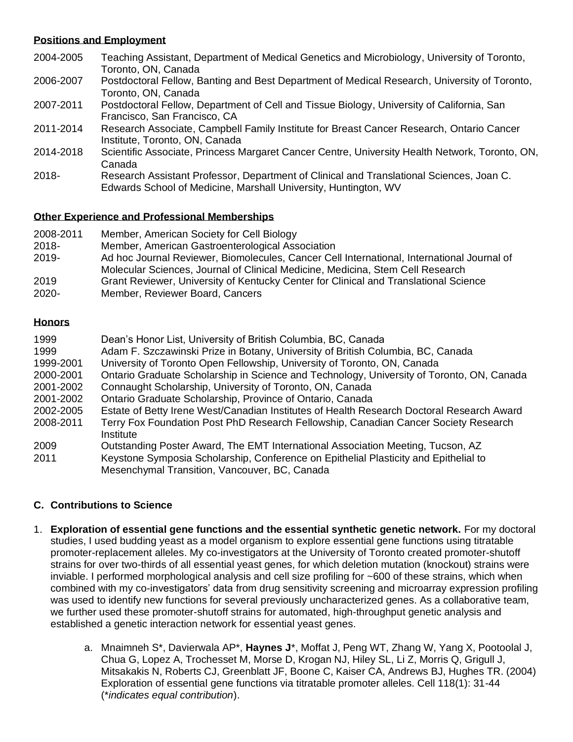**Positions and Employment**

| | |
|---|---|
| 2004-2005 | Teaching Assistant, Department of Medical Genetics and Microbiology, University of Toronto, Toronto, ON, Canada |
| 2006-2007 | Postdoctoral Fellow, Banting and Best Department of Medical Research, University of Toronto, Toronto, ON, Canada |
| 2007-2011 | Postdoctoral Fellow, Department of Cell and Tissue Biology, University of California, San Francisco, San Francisco, CA |
| 2011-2014 | Research Associate, Campbell Family Institute for Breast Cancer Research, Ontario Cancer Institute, Toronto, ON, Canada |
| 2014-2018 | Scientific Associate, Princess Margaret Cancer Centre, University Health Network, Toronto, ON, Canada |
| 2018- | Research Assistant Professor, Department of Clinical and Translational Sciences, Joan C. Edwards School of Medicine, Marshall University, Huntington, WV |

**Other Experience and Professional Memberships**

| | |
|---|---|
| 2008-2011 | Member, American Society for Cell Biology |
| 2018- | Member, American Gastroenterological Association |
| 2019- | Ad hoc Journal Reviewer, Biomolecules, Cancer Cell International, International Journal of Molecular Sciences, Journal of Clinical Medicine, Medicina, Stem Cell Research |
| 2019 | Grant Reviewer, University of Kentucky Center for Clinical and Translational Science |
| 2020- | Member, Reviewer Board, Cancers |

**Honors**

| | |
|---|---|
| 1999 | Dean's Honor List, University of British Columbia, BC, Canada |
| 1999 | Adam F. Szczawinski Prize in Botany, University of British Columbia, BC, Canada |
| 1999-2001 | University of Toronto Open Fellowship, University of Toronto, ON, Canada |
| 2000-2001 | Ontario Graduate Scholarship in Science and Technology, University of Toronto, ON, Canada |
| 2001-2002 | Connaught Scholarship, University of Toronto, ON, Canada |
| 2001-2002 | Ontario Graduate Scholarship, Province of Ontario, Canada |
| 2002-2005 | Estate of Betty Irene West/Canadian Institutes of Health Research Doctoral Research Award |
| 2008-2011 | Terry Fox Foundation Post PhD Research Fellowship, Canadian Cancer Society Research Institute |
| 2009 | Outstanding Poster Award, The EMT International Association Meeting, Tucson, AZ |
| 2011 | Keystone Symposia Scholarship, Conference on Epithelial Plasticity and Epithelial to Mesenchymal Transition, Vancouver, BC, Canada |

## C. Contributions to Science

1. **Exploration of essential gene functions and the essential synthetic genetic network.** For my doctoral studies, I used budding yeast as a model organism to explore essential gene functions using titratable promoter-replacement alleles. My co-investigators at the University of Toronto created promoter-shutoff strains for over two-thirds of all essential yeast genes, for which deletion mutation (knockout) strains were inviable. I performed morphological analysis and cell size profiling for ~600 of these strains, which when combined with my co-investigators' data from drug sensitivity screening and microarray expression profiling was used to identify new functions for several previously uncharacterized genes. As a collaborative team, we further used these promoter-shutoff strains for automated, high-throughput genetic analysis and established a genetic interaction network for essential yeast genes.

    a. Mnaimneh S*, Davierwala AP*, **Haynes J***, Moffat J, Peng WT, Zhang W, Yang X, Pootoolal J, Chua G, Lopez A, Trochesset M, Morse D, Krogan NJ, Hiley SL, Li Z, Morris Q, Grigull J, Mitsakakis N, Roberts CJ, Greenblatt JF, Boone C, Kaiser CA, Andrews BJ, Hughes TR. (2004) Exploration of essential gene functions via titratable promoter alleles. Cell 118(1): 31-44 (*\*indicates equal contribution*).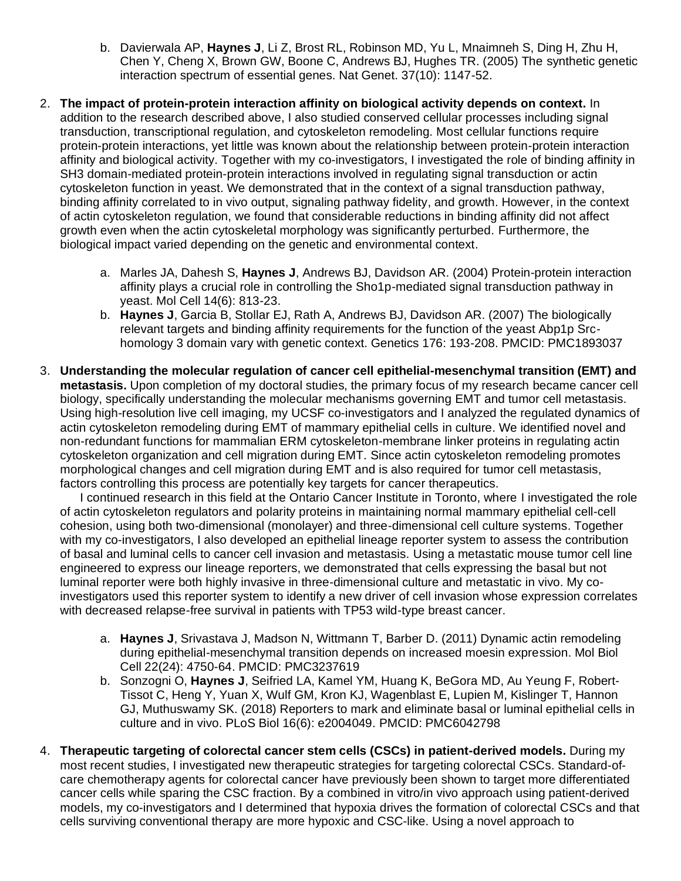b. Davierwala AP, **Haynes J**, Li Z, Brost RL, Robinson MD, Yu L, Mnaimneh S, Ding H, Zhu H, Chen Y, Cheng X, Brown GW, Boone C, Andrews BJ, Hughes TR. (2005) The synthetic genetic interaction spectrum of essential genes. Nat Genet. 37(10): 1147-52.

2. **The impact of protein-protein interaction affinity on biological activity depends on context.** In addition to the research described above, I also studied conserved cellular processes including signal transduction, transcriptional regulation, and cytoskeleton remodeling. Most cellular functions require protein-protein interactions, yet little was known about the relationship between protein-protein interaction affinity and biological activity. Together with my co-investigators, I investigated the role of binding affinity in SH3 domain-mediated protein-protein interactions involved in regulating signal transduction or actin cytoskeleton function in yeast. We demonstrated that in the context of a signal transduction pathway, binding affinity correlated to in vivo output, signaling pathway fidelity, and growth. However, in the context of actin cytoskeleton regulation, we found that considerable reductions in binding affinity did not affect growth even when the actin cytoskeletal morphology was significantly perturbed. Furthermore, the biological impact varied depending on the genetic and environmental context.

   a. Marles JA, Dahesh S, **Haynes J**, Andrews BJ, Davidson AR. (2004) Protein-protein interaction affinity plays a crucial role in controlling the Sho1p-mediated signal transduction pathway in yeast. Mol Cell 14(6): 813-23.
   b. **Haynes J**, Garcia B, Stollar EJ, Rath A, Andrews BJ, Davidson AR. (2007) The biologically relevant targets and binding affinity requirements for the function of the yeast Abp1p Src-homology 3 domain vary with genetic context. Genetics 176: 193-208. PMCID: PMC1893037

3. **Understanding the molecular regulation of cancer cell epithelial-mesenchymal transition (EMT) and metastasis.** Upon completion of my doctoral studies, the primary focus of my research became cancer cell biology, specifically understanding the molecular mechanisms governing EMT and tumor cell metastasis. Using high-resolution live cell imaging, my UCSF co-investigators and I analyzed the regulated dynamics of actin cytoskeleton remodeling during EMT of mammary epithelial cells in culture. We identified novel and non-redundant functions for mammalian ERM cytoskeleton-membrane linker proteins in regulating actin cytoskeleton organization and cell migration during EMT. Since actin cytoskeleton remodeling promotes morphological changes and cell migration during EMT and is also required for tumor cell metastasis, factors controlling this process are potentially key targets for cancer therapeutics.

   I continued research in this field at the Ontario Cancer Institute in Toronto, where I investigated the role of actin cytoskeleton regulators and polarity proteins in maintaining normal mammary epithelial cell-cell cohesion, using both two-dimensional (monolayer) and three-dimensional cell culture systems. Together with my co-investigators, I also developed an epithelial lineage reporter system to assess the contribution of basal and luminal cells to cancer cell invasion and metastasis. Using a metastatic mouse tumor cell line engineered to express our lineage reporters, we demonstrated that cells expressing the basal but not luminal reporter were both highly invasive in three-dimensional culture and metastatic in vivo. My co-investigators used this reporter system to identify a new driver of cell invasion whose expression correlates with decreased relapse-free survival in patients with TP53 wild-type breast cancer.

   a. **Haynes J**, Srivastava J, Madson N, Wittmann T, Barber D. (2011) Dynamic actin remodeling during epithelial-mesenchymal transition depends on increased moesin expression. Mol Biol Cell 22(24): 4750-64. PMCID: PMC3237619
   b. Sonzogni O, **Haynes J**, Seifried LA, Kamel YM, Huang K, BeGora MD, Au Yeung F, Robert-Tissot C, Heng Y, Yuan X, Wulf GM, Kron KJ, Wagenblast E, Lupien M, Kislinger T, Hannon GJ, Muthuswamy SK. (2018) Reporters to mark and eliminate basal or luminal epithelial cells in culture and in vivo. PLoS Biol 16(6): e2004049. PMCID: PMC6042798

4. **Therapeutic targeting of colorectal cancer stem cells (CSCs) in patient-derived models.** During my most recent studies, I investigated new therapeutic strategies for targeting colorectal CSCs. Standard-of-care chemotherapy agents for colorectal cancer have previously been shown to target more differentiated cancer cells while sparing the CSC fraction. By a combined in vitro/in vivo approach using patient-derived models, my co-investigators and I determined that hypoxia drives the formation of colorectal CSCs and that cells surviving conventional therapy are more hypoxic and CSC-like. Using a novel approach to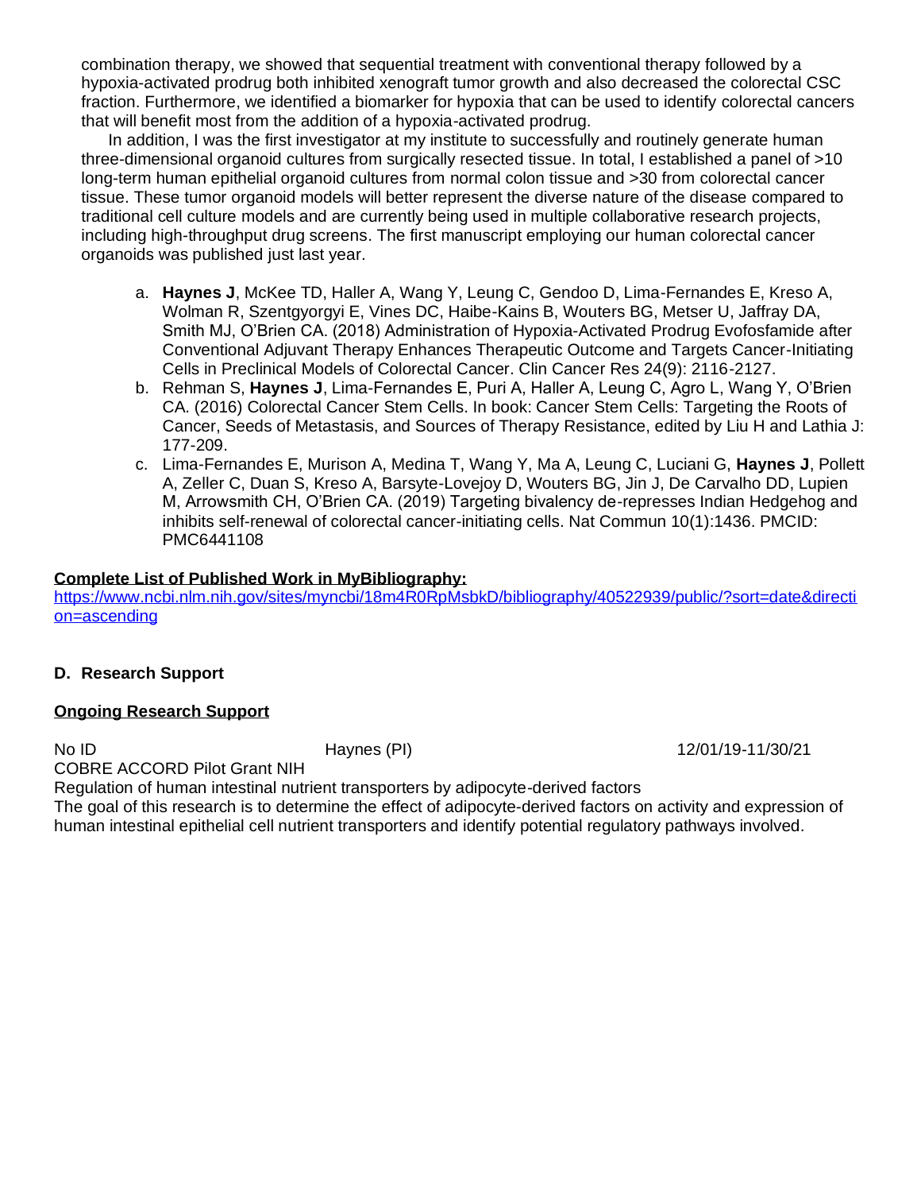combination therapy, we showed that sequential treatment with conventional therapy followed by a hypoxia-activated prodrug both inhibited xenograft tumor growth and also decreased the colorectal CSC fraction. Furthermore, we identified a biomarker for hypoxia that can be used to identify colorectal cancers that will benefit most from the addition of a hypoxia-activated prodrug.

In addition, I was the first investigator at my institute to successfully and routinely generate human three-dimensional organoid cultures from surgically resected tissue. In total, I established a panel of >10 long-term human epithelial organoid cultures from normal colon tissue and >30 from colorectal cancer tissue. These tumor organoid models will better represent the diverse nature of the disease compared to traditional cell culture models and are currently being used in multiple collaborative research projects, including high-throughput drug screens. The first manuscript employing our human colorectal cancer organoids was published just last year.

a. **Haynes J**, McKee TD, Haller A, Wang Y, Leung C, Gendoo D, Lima-Fernandes E, Kreso A, Wolman R, Szentgyorgyi E, Vines DC, Haibe-Kains B, Wouters BG, Metser U, Jaffray DA, Smith MJ, O'Brien CA. (2018) Administration of Hypoxia-Activated Prodrug Evofosfamide after Conventional Adjuvant Therapy Enhances Therapeutic Outcome and Targets Cancer-Initiating Cells in Preclinical Models of Colorectal Cancer. Clin Cancer Res 24(9): 2116-2127.
b. Rehman S, **Haynes J**, Lima-Fernandes E, Puri A, Haller A, Leung C, Agro L, Wang Y, O'Brien CA. (2016) Colorectal Cancer Stem Cells. In book: Cancer Stem Cells: Targeting the Roots of Cancer, Seeds of Metastasis, and Sources of Therapy Resistance, edited by Liu H and Lathia J: 177-209.
c. Lima-Fernandes E, Murison A, Medina T, Wang Y, Ma A, Leung C, Luciani G, **Haynes J**, Pollett A, Zeller C, Duan S, Kreso A, Barsyte-Lovejoy D, Wouters BG, Jin J, De Carvalho DD, Lupien M, Arrowsmith CH, O'Brien CA. (2019) Targeting bivalency de-represses Indian Hedgehog and inhibits self-renewal of colorectal cancer-initiating cells. Nat Commun 10(1):1436. PMCID: PMC6441108

**Complete List of Published Work in MyBibliography:**
https://www.ncbi.nlm.nih.gov/sites/myncbi/18m4R0RpMsbkD/bibliography/40522939/public/?sort=date&direction=ascending

### D. Research Support

**Ongoing Research Support**

No ID    Haynes (PI)    12/01/19-11/30/21
COBRE ACCORD Pilot Grant NIH
Regulation of human intestinal nutrient transporters by adipocyte-derived factors
The goal of this research is to determine the effect of adipocyte-derived factors on activity and expression of human intestinal epithelial cell nutrient transporters and identify potential regulatory pathways involved.